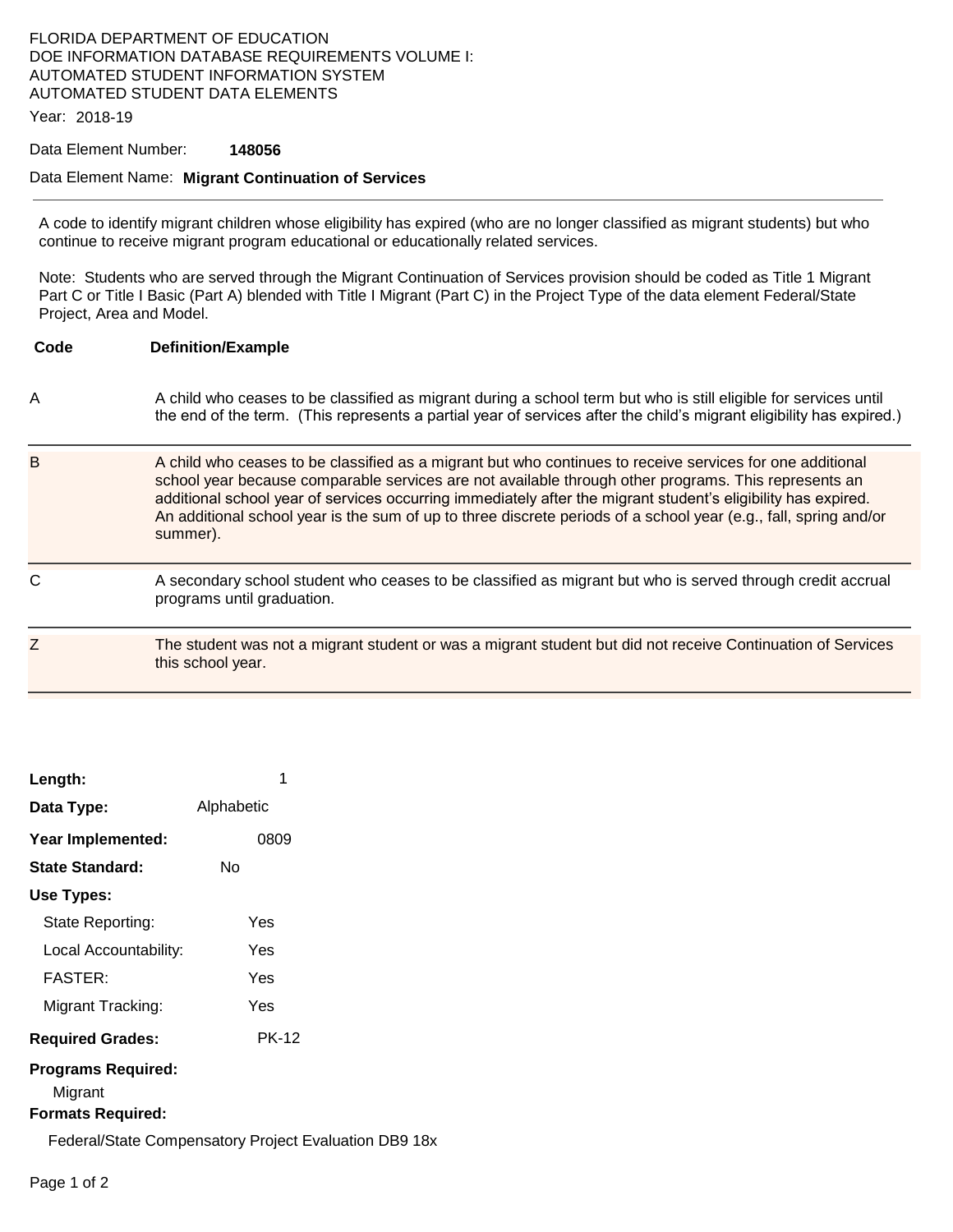FLORIDA DEPARTMENT OF EDUCATION
DOE INFORMATION DATABASE REQUIREMENTS VOLUME I:
AUTOMATED STUDENT INFORMATION SYSTEM
AUTOMATED STUDENT DATA ELEMENTS

Year: 2018-19

Data Element Number: **148056**

Data Element Name: **Migrant Continuation of Services**

---

A code to identify migrant children whose eligibility has expired (who are no longer classified as migrant students) but who continue to receive migrant program educational or educationally related services.

Note: Students who are served through the Migrant Continuation of Services provision should be coded as Title 1 Migrant Part C or Title I Basic (Part A) blended with Title I Migrant (Part C) in the Project Type of the data element Federal/State Project, Area and Model.

| Code | Definition/Example |
|---|---|
| A | A child who ceases to be classified as migrant during a school term but who is still eligible for services until the end of the term. (This represents a partial year of services after the child's migrant eligibility has expired.) |
| B | A child who ceases to be classified as a migrant but who continues to receive services for one additional school year because comparable services are not available through other programs. This represents an additional school year of services occurring immediately after the migrant student's eligibility has expired. An additional school year is the sum of up to three discrete periods of a school year (e.g., fall, spring and/or summer). |
| C | A secondary school student who ceases to be classified as migrant but who is served through credit accrual programs until graduation. |
| Z | The student was not a migrant student or was a migrant student but did not receive Continuation of Services this school year. |

**Length:** 1

**Data Type:** Alphabetic

**Year Implemented:** 0809

**State Standard:** No

**Use Types:**

- State Reporting: Yes
- Local Accountability: Yes
- FASTER: Yes
- Migrant Tracking: Yes

**Required Grades:** PK-12

**Programs Required:**

Migrant

**Formats Required:**

Federal/State Compensatory Project Evaluation DB9 18x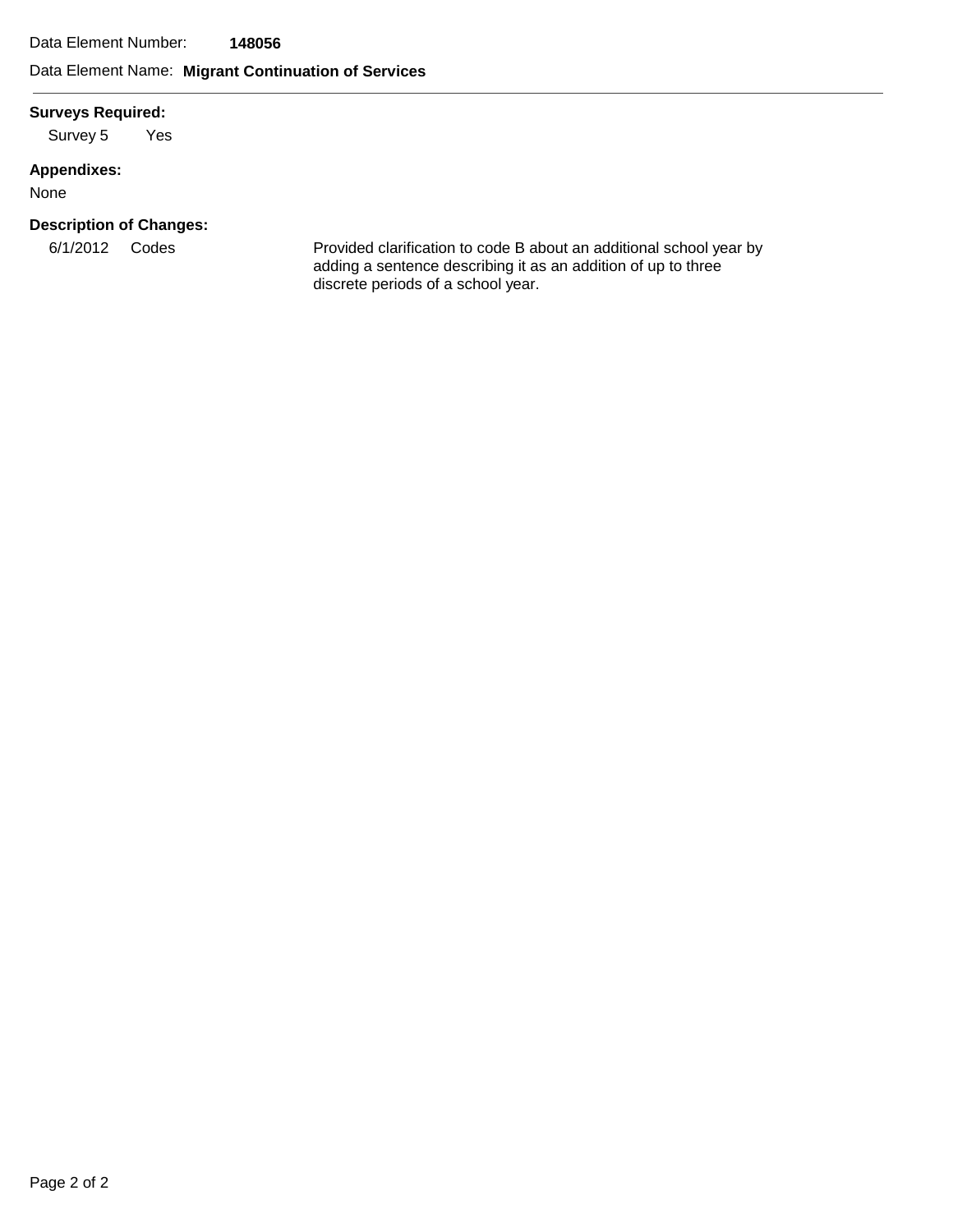Data Element Number: **148056**

Data Element Name: **Migrant Continuation of Services**

---

**Surveys Required:**

| | |
|---|---|
| Survey 5 | Yes |

**Appendixes:**

None

**Description of Changes:**

| | | |
|---|---|---|
| 6/1/2012 | Codes | Provided clarification to code B about an additional school year by adding a sentence describing it as an addition of up to three discrete periods of a school year. |